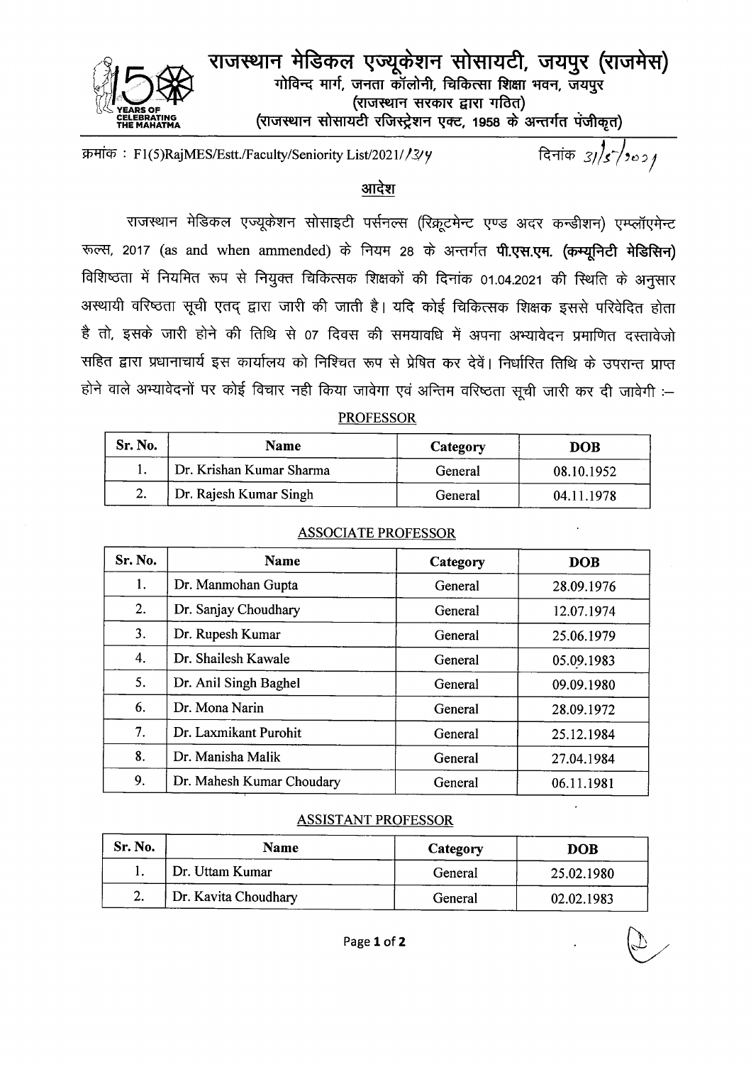# राजस्थान मेडिकल एज्यूकेशन सोसायटी, जयपुर (राजमेस)

गोविन्द मार्ग, जनता कॉलोनी, चिकित्सा शिक्षा भवन, जयपुर
(राजस्थान सरकार द्वारा गठित)
(राजस्थान सोसायटी रजिस्ट्रेशन एक्ट, 1958 के अन्तर्गत पंजीकृत)

क्रमांक : F1(5)RajMES/Estt./Faculty/Seniority List/2021/134 दिनांक 31/5/2021

## आदेश

राजस्थान मेडिकल एज्यूकेशन सोसाइटी पर्सनल्स (रिक्रूटमेन्ट एण्ड अदर कन्डीशन) एम्प्लॉएमेन्ट रूल्स, 2017 (as and when ammended) के नियम 28 के अन्तर्गत **पी.एस.एम. (कम्यूनिटी मेडिसिन)** विशिष्ठता में नियमित रूप से नियुक्त चिकित्सक शिक्षकों की दिनांक 01.04.2021 की स्थिति के अनुसार अस्थायी वरिष्ठता सूची एतद् द्वारा जारी की जाती है। यदि कोई चिकित्सक शिक्षक इससे परिवेदित होता है तो, इसके जारी होने की तिथि से 07 दिवस की समयावधि में अपना अभ्यावेदन प्रमाणित दस्तावेजो सहित द्वारा प्रधानाचार्य इस कार्यालय को निश्चित रूप से प्रेषित कर देवें। निर्धारित तिथि के उपरान्त प्राप्त होने वाले अभ्यावेदनों पर कोई विचार नही किया जावेगा एवं अन्तिम वरिष्ठता सूची जारी कर दी जावेगी :–

### PROFESSOR

| Sr. No. | Name | Category | DOB |
|---|---|---|---|
| 1. | Dr. Krishan Kumar Sharma | General | 08.10.1952 |
| 2. | Dr. Rajesh Kumar Singh | General | 04.11.1978 |

### ASSOCIATE PROFESSOR

| Sr. No. | Name | Category | DOB |
|---|---|---|---|
| 1. | Dr. Manmohan Gupta | General | 28.09.1976 |
| 2. | Dr. Sanjay Choudhary | General | 12.07.1974 |
| 3. | Dr. Rupesh Kumar | General | 25.06.1979 |
| 4. | Dr. Shailesh Kawale | General | 05.09.1983 |
| 5. | Dr. Anil Singh Baghel | General | 09.09.1980 |
| 6. | Dr. Mona Narin | General | 28.09.1972 |
| 7. | Dr. Laxmikant Purohit | General | 25.12.1984 |
| 8. | Dr. Manisha Malik | General | 27.04.1984 |
| 9. | Dr. Mahesh Kumar Choudary | General | 06.11.1981 |

### ASSISTANT PROFESSOR

| Sr. No. | Name | Category | DOB |
|---|---|---|---|
| 1. | Dr. Uttam Kumar | General | 25.02.1980 |
| 2. | Dr. Kavita Choudhary | General | 02.02.1983 |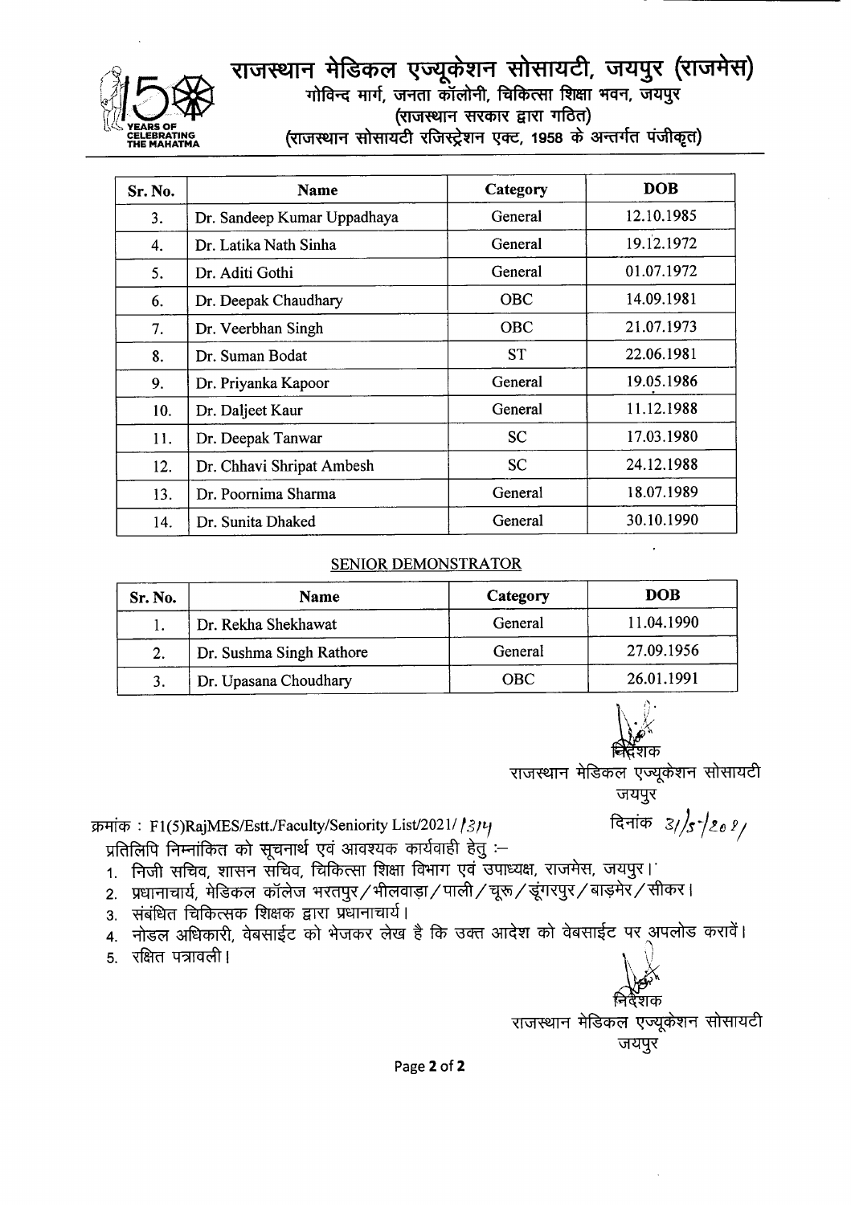# राजस्थान मेडिकल एज्यूकेशन सोसायटी, जयपुर (राजमेस)

गोविन्द मार्ग, जनता कॉलोनी, चिकित्सा शिक्षा भवन, जयपुर
(राजस्थान सरकार द्वारा गठित)
(राजस्थान सोसायटी रजिस्ट्रेशन एक्ट, 1958 के अन्तर्गत पंजीकृत)

| Sr. No. | Name | Category | DOB |
|---|---|---|---|
| 3. | Dr. Sandeep Kumar Uppadhaya | General | 12.10.1985 |
| 4. | Dr. Latika Nath Sinha | General | 19.12.1972 |
| 5. | Dr. Aditi Gothi | General | 01.07.1972 |
| 6. | Dr. Deepak Chaudhary | OBC | 14.09.1981 |
| 7. | Dr. Veerbhan Singh | OBC | 21.07.1973 |
| 8. | Dr. Suman Bodat | ST | 22.06.1981 |
| 9. | Dr. Priyanka Kapoor | General | 19.05.1986 |
| 10. | Dr. Daljeet Kaur | General | 11.12.1988 |
| 11. | Dr. Deepak Tanwar | SC | 17.03.1980 |
| 12. | Dr. Chhavi Shripat Ambesh | SC | 24.12.1988 |
| 13. | Dr. Poornima Sharma | General | 18.07.1989 |
| 14. | Dr. Sunita Dhaked | General | 30.10.1990 |

## SENIOR DEMONSTRATOR

| Sr. No. | Name | Category | DOB |
|---|---|---|---|
| 1. | Dr. Rekha Shekhawat | General | 11.04.1990 |
| 2. | Dr. Sushma Singh Rathore | General | 27.09.1956 |
| 3. | Dr. Upasana Choudhary | OBC | 26.01.1991 |

निदेशक
राजस्थान मेडिकल एज्यूकेशन सोसायटी
जयपुर

क्रमांक : F1(5)RajMES/Estt./Faculty/Seniority List/2021/1314 दिनांक 31/5/2021

प्रतिलिपि निम्नांकित को सूचनार्थ एवं आवश्यक कार्यवाही हेतु :–

1. निजी सचिव, शासन सचिव, चिकित्सा शिक्षा विभाग एवं उपाध्यक्ष, राजमेस, जयपुर।
2. प्रधानाचार्य, मेडिकल कॉलेज भरतपुर/भीलवाड़ा/पाली/चूरू/डूंगरपुर/बाड़मेर/सीकर।
3. संबंधित चिकित्सक शिक्षक द्वारा प्रधानाचार्य।
4. नोडल अधिकारी, वेबसाईट को भेजकर लेख है कि उक्त आदेश को वेबसाईट पर अपलोड करावें।
5. रक्षित पत्रावली।

निदेशक
राजस्थान मेडिकल एज्यूकेशन सोसायटी
जयपुर